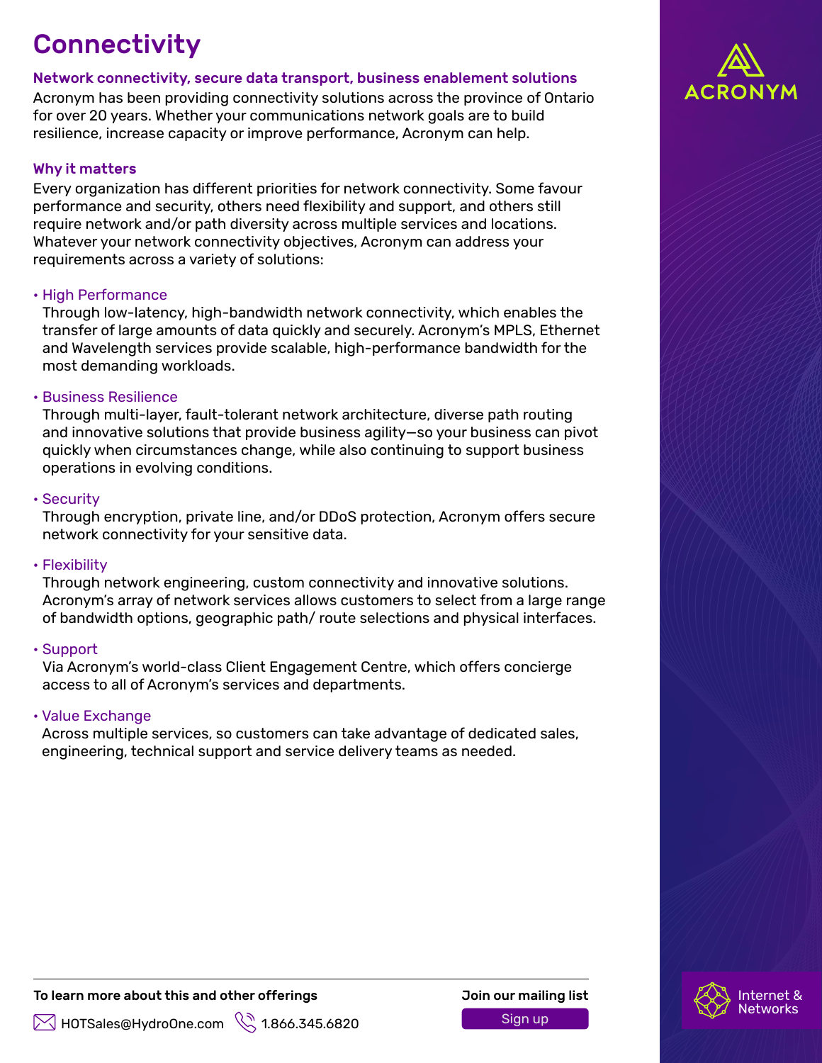# Connectivity

**Network connectivity, secure data transport, business enablement solutions**

Acronym has been providing connectivity solutions across the province of Ontario for over 20 years. Whether your communications network goals are to build resilience, increase capacity or improve performance, Acronym can help.

## Why it matters

Every organization has different priorities for network connectivity. Some favour performance and security, others need flexibility and support, and others still require network and/or path diversity across multiple services and locations. Whatever your network connectivity objectives, Acronym can address your requirements across a variety of solutions:

- **High Performance**
  Through low-latency, high-bandwidth network connectivity, which enables the transfer of large amounts of data quickly and securely. Acronym's MPLS, Ethernet and Wavelength services provide scalable, high-performance bandwidth for the most demanding workloads.

- **Business Resilience**
  Through multi-layer, fault-tolerant network architecture, diverse path routing and innovative solutions that provide business agility—so your business can pivot quickly when circumstances change, while also continuing to support business operations in evolving conditions.

- **Security**
  Through encryption, private line, and/or DDoS protection, Acronym offers secure network connectivity for your sensitive data.

- **Flexibility**
  Through network engineering, custom connectivity and innovative solutions. Acronym's array of network services allows customers to select from a large range of bandwidth options, geographic path/ route selections and physical interfaces.

- **Support**
  Via Acronym's world-class Client Engagement Centre, which offers concierge access to all of Acronym's services and departments.

- **Value Exchange**
  Across multiple services, so customers can take advantage of dedicated sales, engineering, technical support and service delivery teams as needed.

**To learn more about this and other offerings**

HOTSales@HydroOne.com 1.866.345.6820

**Join our mailing list**

Sign up

ACRONYM

Internet & Networks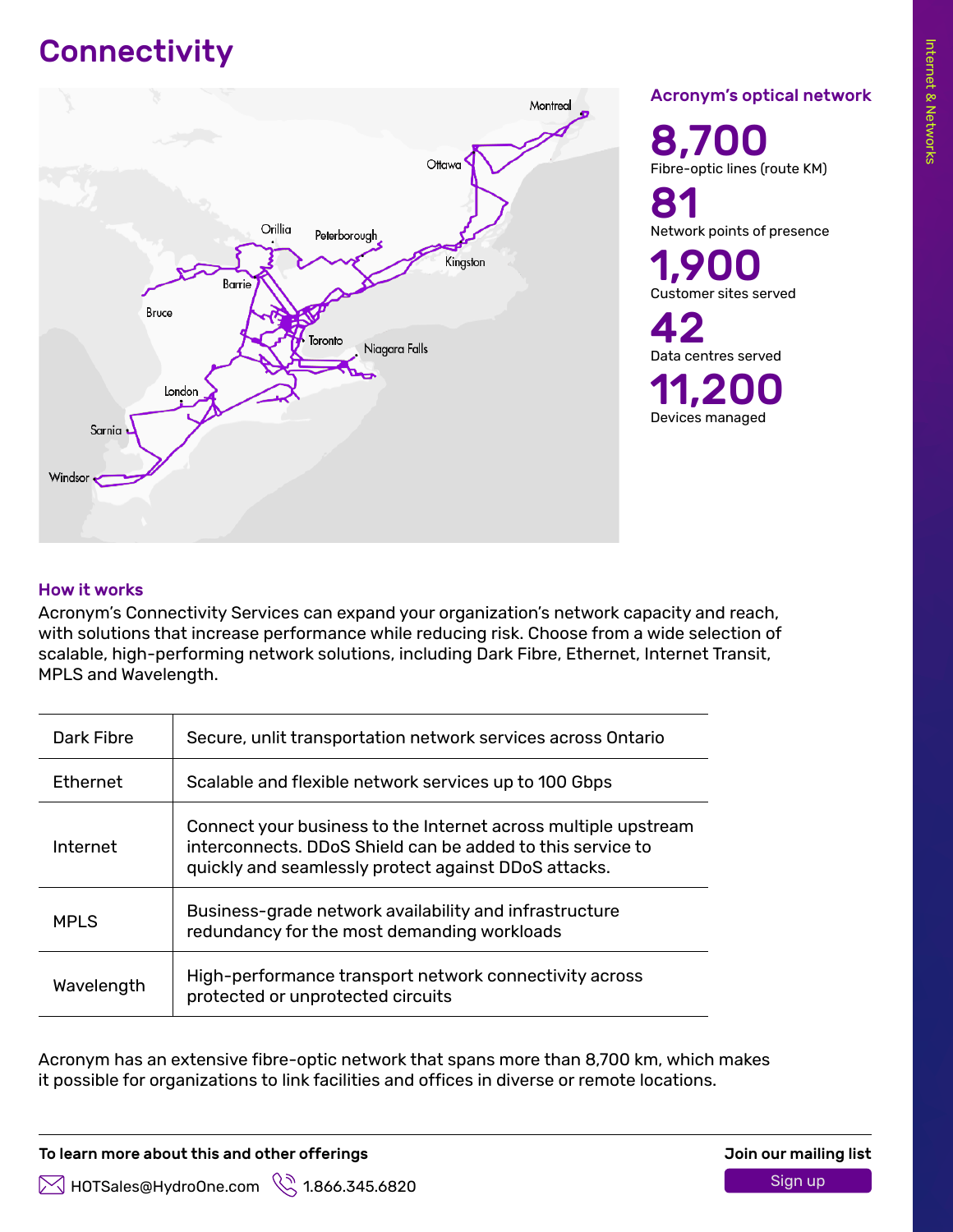# Connectivity

Montreal
Ottawa
Orillia
Peterborough
Kingston
Barrie
Bruce
Toronto
Niagara Falls
London
Sarnia
Windsor

## Acronym's optical network

**8,700**
Fibre-optic lines (route KM)

**81**
Network points of presence

**1,900**
Customer sites served

**42**
Data centres served

**11,200**
Devices managed

### How it works

Acronym's Connectivity Services can expand your organization's network capacity and reach, with solutions that increase performance while reducing risk. Choose from a wide selection of scalable, high-performing network solutions, including Dark Fibre, Ethernet, Internet Transit, MPLS and Wavelength.

| | |
|---|---|
| Dark Fibre | Secure, unlit transportation network services across Ontario |
| Ethernet | Scalable and flexible network services up to 100 Gbps |
| Internet | Connect your business to the Internet across multiple upstream interconnects. DDoS Shield can be added to this service to quickly and seamlessly protect against DDoS attacks. |
| MPLS | Business-grade network availability and infrastructure redundancy for the most demanding workloads |
| Wavelength | High-performance transport network connectivity across protected or unprotected circuits |

Acronym has an extensive fibre-optic network that spans more than 8,700 km, which makes it possible for organizations to link facilities and offices in diverse or remote locations.

**To learn more about this and other offerings**

HOTSales@HydroOne.com 1.866.345.6820

**Join our mailing list**

Sign up